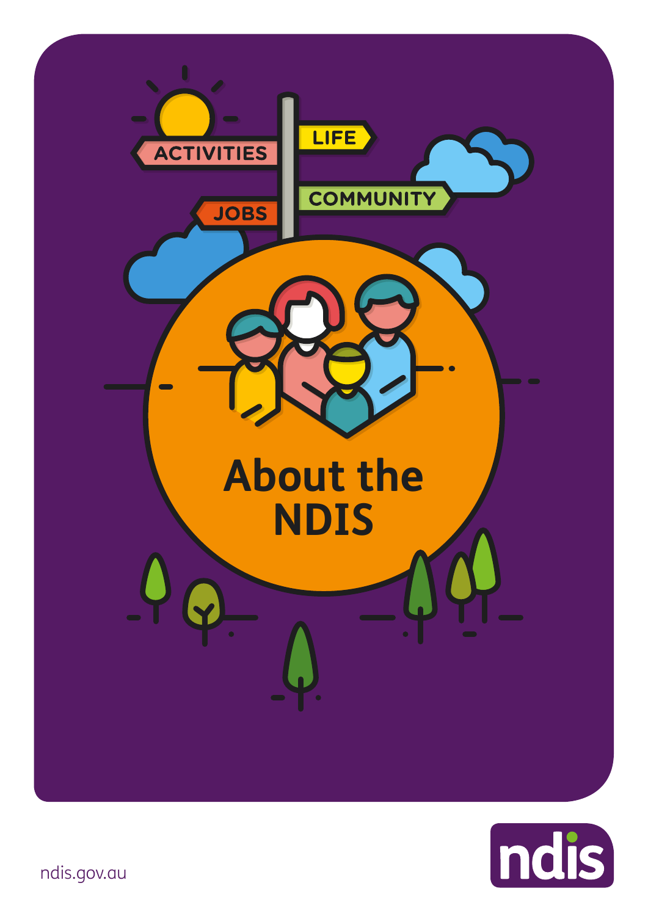# About the NDIS

ACTIVITIES

LIFE

COMMUNITY

JOBS

ndis.gov.au

ndis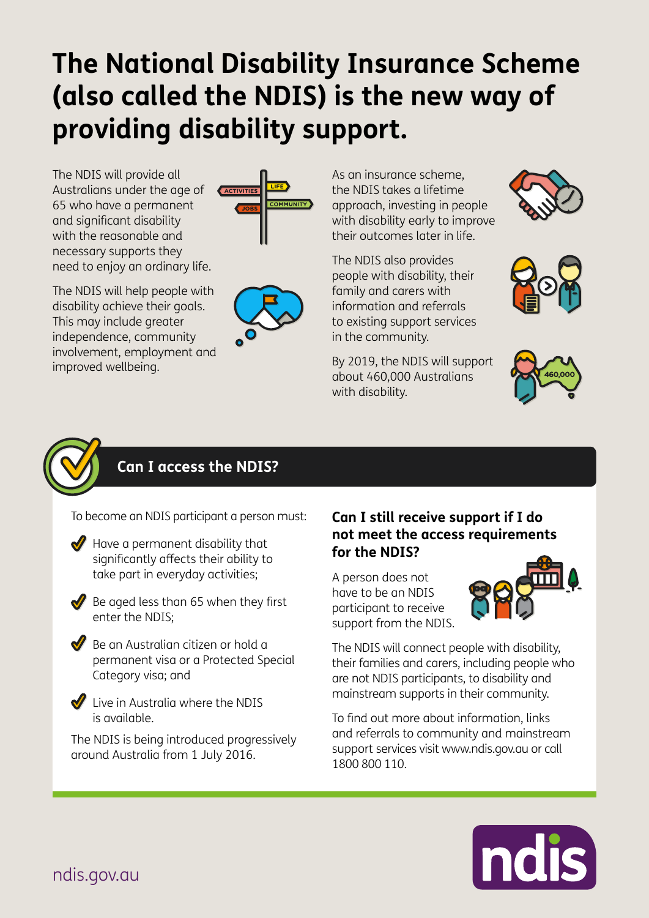# The National Disability Insurance Scheme (also called the NDIS) is the new way of providing disability support.

The NDIS will provide all Australians under the age of 65 who have a permanent and significant disability with the reasonable and necessary supports they need to enjoy an ordinary life.

The NDIS will help people with disability achieve their goals. This may include greater independence, community involvement, employment and improved wellbeing.

As an insurance scheme, the NDIS takes a lifetime approach, investing in people with disability early to improve their outcomes later in life.

The NDIS also provides people with disability, their family and carers with information and referrals to existing support services in the community.

By 2019, the NDIS will support about 460,000 Australians with disability.

## Can I access the NDIS?

To become an NDIS participant a person must:

- Have a permanent disability that significantly affects their ability to take part in everyday activities;
- Be aged less than 65 when they first enter the NDIS;
- Be an Australian citizen or hold a permanent visa or a Protected Special Category visa; and
- Live in Australia where the NDIS is available.

The NDIS is being introduced progressively around Australia from 1 July 2016.

### Can I still receive support if I do not meet the access requirements for the NDIS?

A person does not have to be an NDIS participant to receive support from the NDIS.

The NDIS will connect people with disability, their families and carers, including people who are not NDIS participants, to disability and mainstream supports in their community.

To find out more about information, links and referrals to community and mainstream support services visit www.ndis.gov.au or call 1800 800 110.

ndis.gov.au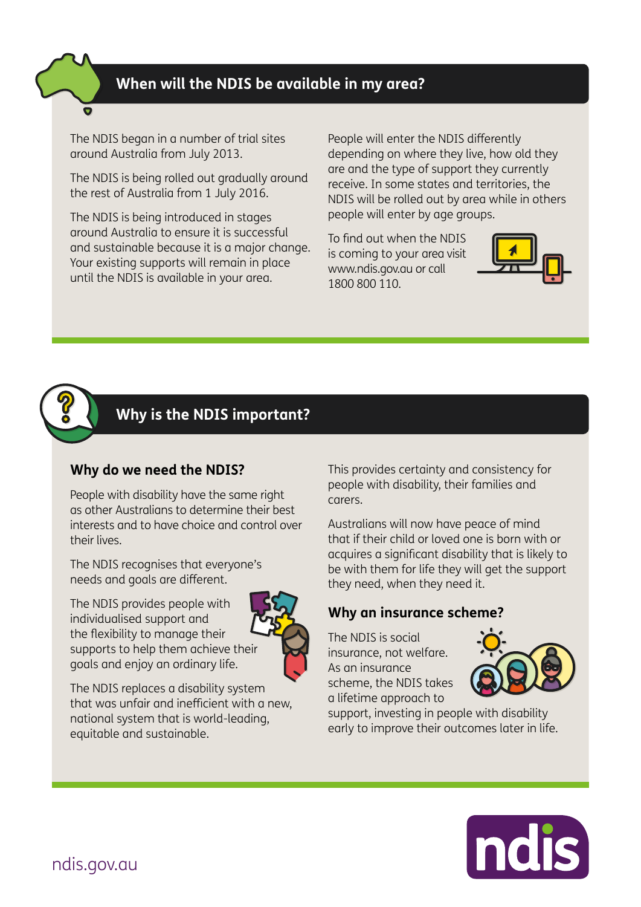## When will the NDIS be available in my area?

The NDIS began in a number of trial sites around Australia from July 2013.

The NDIS is being rolled out gradually around the rest of Australia from 1 July 2016.

The NDIS is being introduced in stages around Australia to ensure it is successful and sustainable because it is a major change. Your existing supports will remain in place until the NDIS is available in your area.

People will enter the NDIS differently depending on where they live, how old they are and the type of support they currently receive. In some states and territories, the NDIS will be rolled out by area while in others people will enter by age groups.

To find out when the NDIS is coming to your area visit www.ndis.gov.au or call 1800 800 110.

## Why is the NDIS important?

### Why do we need the NDIS?

People with disability have the same right as other Australians to determine their best interests and to have choice and control over their lives.

The NDIS recognises that everyone's needs and goals are different.

The NDIS provides people with individualised support and the flexibility to manage their supports to help them achieve their goals and enjoy an ordinary life.

The NDIS replaces a disability system that was unfair and inefficient with a new, national system that is world-leading, equitable and sustainable.

This provides certainty and consistency for people with disability, their families and carers.

Australians will now have peace of mind that if their child or loved one is born with or acquires a significant disability that is likely to be with them for life they will get the support they need, when they need it.

### Why an insurance scheme?

The NDIS is social insurance, not welfare. As an insurance scheme, the NDIS takes a lifetime approach to support, investing in people with disability early to improve their outcomes later in life.

ndis.gov.au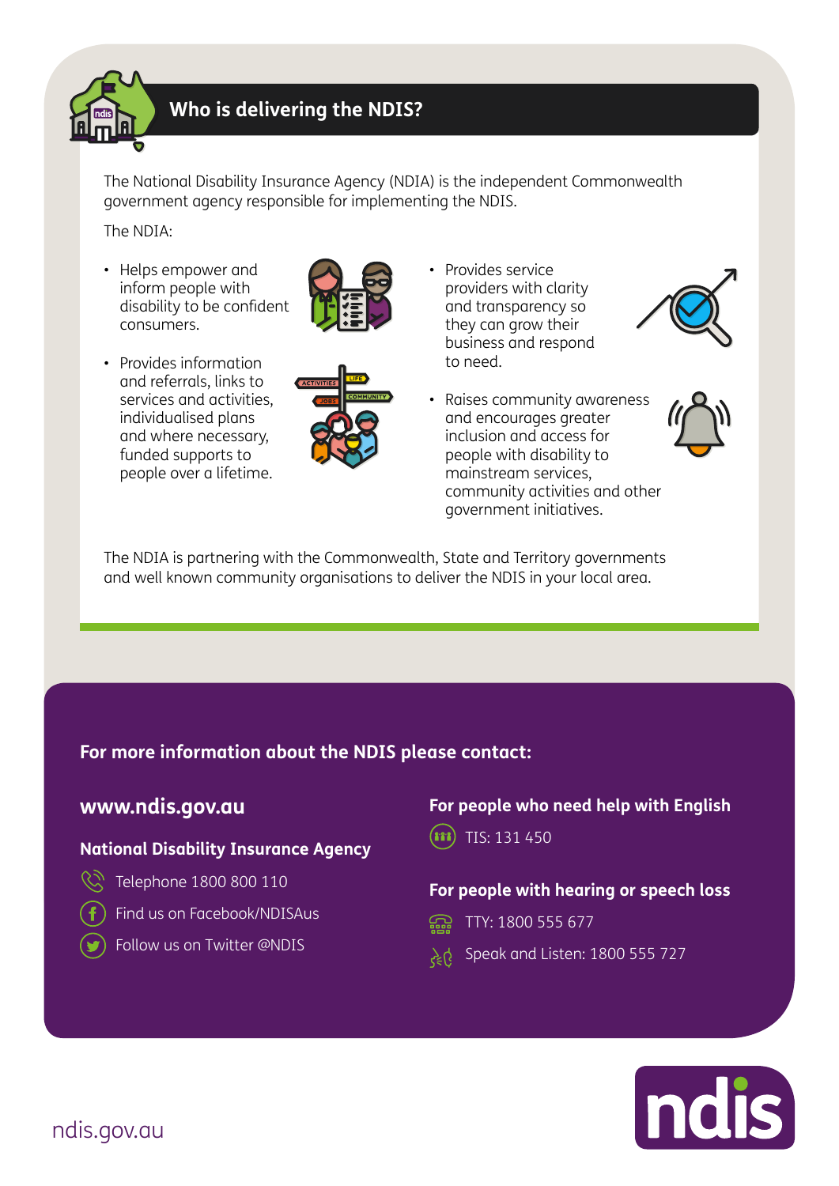## Who is delivering the NDIS?

The National Disability Insurance Agency (NDIA) is the independent Commonwealth government agency responsible for implementing the NDIS.

The NDIA:

- Helps empower and inform people with disability to be confident consumers.
- Provides information and referrals, links to services and activities, individualised plans and where necessary, funded supports to people over a lifetime.
- Provides service providers with clarity and transparency so they can grow their business and respond to need.
- Raises community awareness and encourages greater inclusion and access for people with disability to mainstream services, community activities and other government initiatives.

The NDIA is partnering with the Commonwealth, State and Territory governments and well known community organisations to deliver the NDIS in your local area.

### For more information about the NDIS please contact:

**www.ndis.gov.au**

**National Disability Insurance Agency**

Telephone 1800 800 110

Find us on Facebook/NDISAus

Follow us on Twitter @NDIS

**For people who need help with English**

TIS: 131 450

**For people with hearing or speech loss**

TTY: 1800 555 677

Speak and Listen: 1800 555 727

ndis.gov.au

ndis